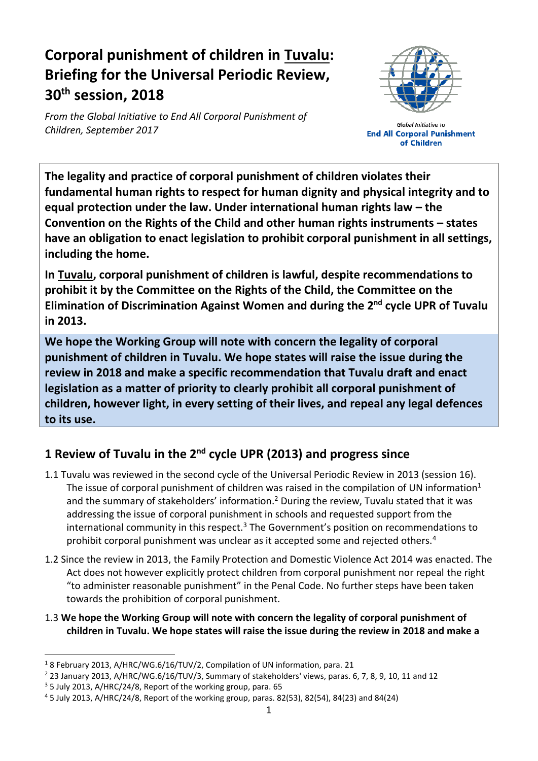# Corporal punishment of children in Tuvalu: Briefing for the Universal Periodic Review, 30th session, 2018

*From the Global Initiative to End All Corporal Punishment of Children, September 2017*

Global Initiative to **End All Corporal Punishment of Children**

**The legality and practice of corporal punishment of children violates their fundamental human rights to respect for human dignity and physical integrity and to equal protection under the law. Under international human rights law – the Convention on the Rights of the Child and other human rights instruments – states have an obligation to enact legislation to prohibit corporal punishment in all settings, including the home.**

**In Tuvalu, corporal punishment of children is lawful, despite recommendations to prohibit it by the Committee on the Rights of the Child, the Committee on the Elimination of Discrimination Against Women and during the 2nd cycle UPR of Tuvalu in 2013.**

**We hope the Working Group will note with concern the legality of corporal punishment of children in Tuvalu. We hope states will raise the issue during the review in 2018 and make a specific recommendation that Tuvalu draft and enact legislation as a matter of priority to clearly prohibit all corporal punishment of children, however light, in every setting of their lives, and repeal any legal defences to its use.**

## 1 Review of Tuvalu in the 2nd cycle UPR (2013) and progress since

1.1 Tuvalu was reviewed in the second cycle of the Universal Periodic Review in 2013 (session 16). The issue of corporal punishment of children was raised in the compilation of UN information[1] and the summary of stakeholders' information.[2] During the review, Tuvalu stated that it was addressing the issue of corporal punishment in schools and requested support from the international community in this respect.[3] The Government's position on recommendations to prohibit corporal punishment was unclear as it accepted some and rejected others.[4]

1.2 Since the review in 2013, the Family Protection and Domestic Violence Act 2014 was enacted. The Act does not however explicitly protect children from corporal punishment nor repeal the right "to administer reasonable punishment" in the Penal Code. No further steps have been taken towards the prohibition of corporal punishment.

1.3 **We hope the Working Group will note with concern the legality of corporal punishment of children in Tuvalu. We hope states will raise the issue during the review in 2018 and make a**

---

[1] 8 February 2013, A/HRC/WG.6/16/TUV/2, Compilation of UN information, para. 21

[2] 23 January 2013, A/HRC/WG.6/16/TUV/3, Summary of stakeholders' views, paras. 6, 7, 8, 9, 10, 11 and 12

[3] 5 July 2013, A/HRC/24/8, Report of the working group, para. 65

[4] 5 July 2013, A/HRC/24/8, Report of the working group, paras. 82(53), 82(54), 84(23) and 84(24)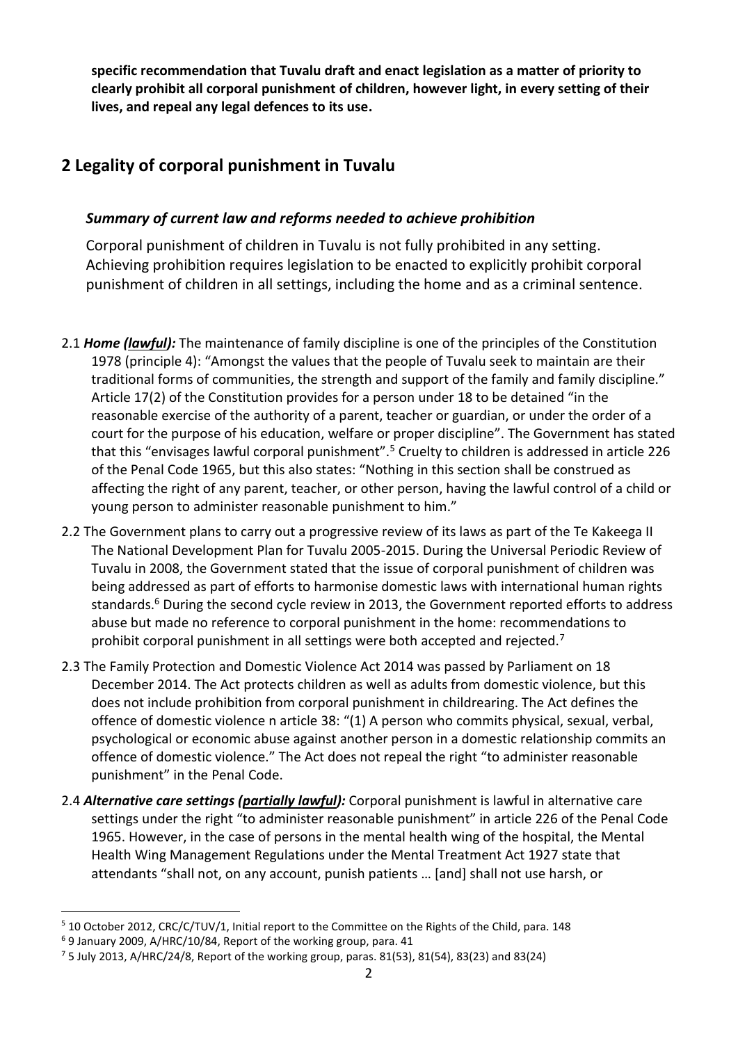**specific recommendation that Tuvalu draft and enact legislation as a matter of priority to clearly prohibit all corporal punishment of children, however light, in every setting of their lives, and repeal any legal defences to its use.**

## 2 Legality of corporal punishment in Tuvalu

### *Summary of current law and reforms needed to achieve prohibition*

Corporal punishment of children in Tuvalu is not fully prohibited in any setting. Achieving prohibition requires legislation to be enacted to explicitly prohibit corporal punishment of children in all settings, including the home and as a criminal sentence.

2.1 ***Home (lawful):*** The maintenance of family discipline is one of the principles of the Constitution 1978 (principle 4): "Amongst the values that the people of Tuvalu seek to maintain are their traditional forms of communities, the strength and support of the family and family discipline." Article 17(2) of the Constitution provides for a person under 18 to be detained "in the reasonable exercise of the authority of a parent, teacher or guardian, or under the order of a court for the purpose of his education, welfare or proper discipline". The Government has stated that this "envisages lawful corporal punishment".[5] Cruelty to children is addressed in article 226 of the Penal Code 1965, but this also states: "Nothing in this section shall be construed as affecting the right of any parent, teacher, or other person, having the lawful control of a child or young person to administer reasonable punishment to him."

2.2 The Government plans to carry out a progressive review of its laws as part of the Te Kakeega II The National Development Plan for Tuvalu 2005-2015. During the Universal Periodic Review of Tuvalu in 2008, the Government stated that the issue of corporal punishment of children was being addressed as part of efforts to harmonise domestic laws with international human rights standards.[6] During the second cycle review in 2013, the Government reported efforts to address abuse but made no reference to corporal punishment in the home: recommendations to prohibit corporal punishment in all settings were both accepted and rejected.[7]

2.3 The Family Protection and Domestic Violence Act 2014 was passed by Parliament on 18 December 2014. The Act protects children as well as adults from domestic violence, but this does not include prohibition from corporal punishment in childrearing. The Act defines the offence of domestic violence n article 38: "(1) A person who commits physical, sexual, verbal, psychological or economic abuse against another person in a domestic relationship commits an offence of domestic violence." The Act does not repeal the right "to administer reasonable punishment" in the Penal Code.

2.4 ***Alternative care settings (partially lawful):*** Corporal punishment is lawful in alternative care settings under the right "to administer reasonable punishment" in article 226 of the Penal Code 1965. However, in the case of persons in the mental health wing of the hospital, the Mental Health Wing Management Regulations under the Mental Treatment Act 1927 state that attendants "shall not, on any account, punish patients … [and] shall not use harsh, or

---

[5] 10 October 2012, CRC/C/TUV/1, Initial report to the Committee on the Rights of the Child, para. 148

[6] 9 January 2009, A/HRC/10/84, Report of the working group, para. 41

[7] 5 July 2013, A/HRC/24/8, Report of the working group, paras. 81(53), 81(54), 83(23) and 83(24)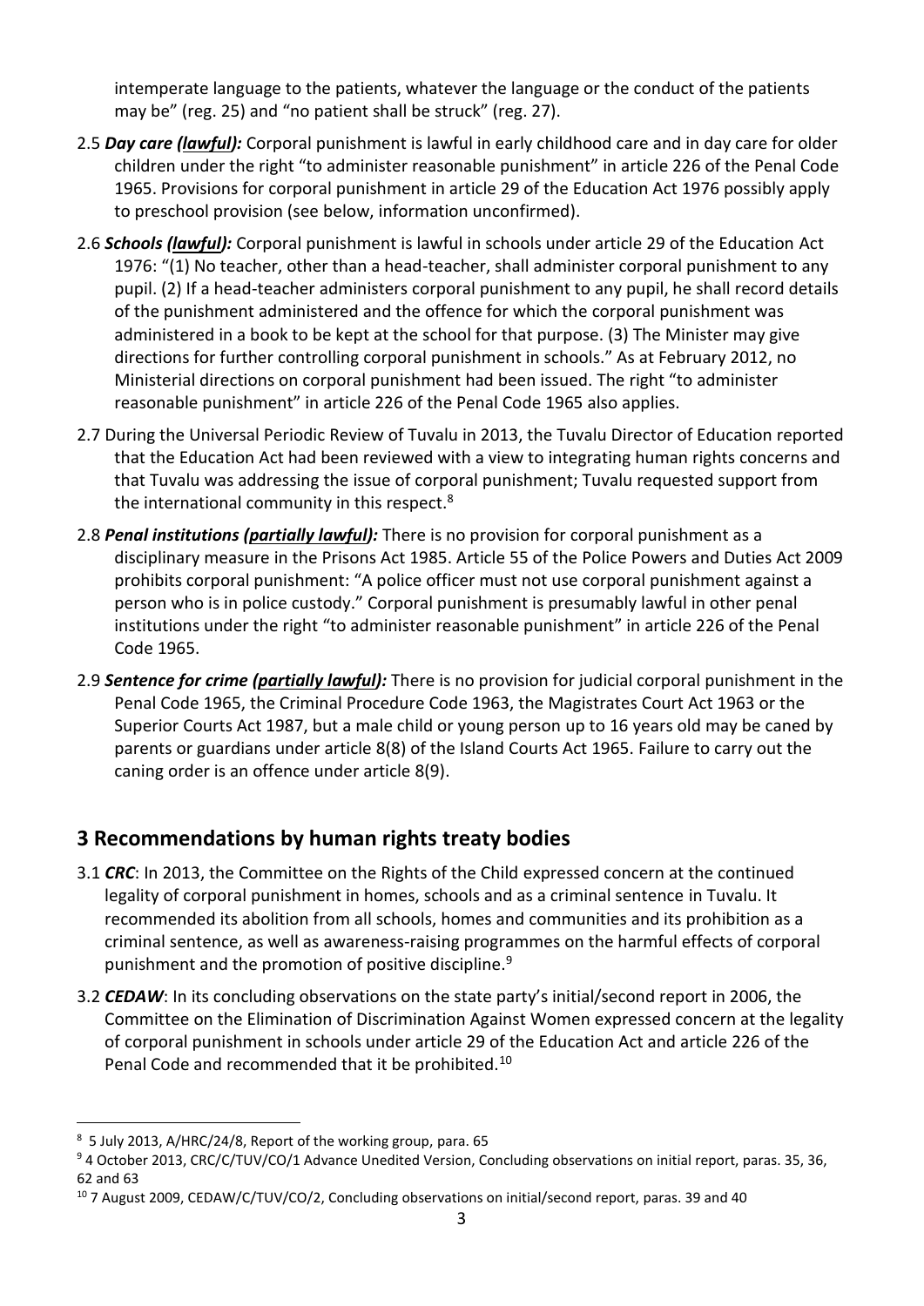intemperate language to the patients, whatever the language or the conduct of the patients may be" (reg. 25) and "no patient shall be struck" (reg. 27).

2.5 ***Day care (lawful):*** Corporal punishment is lawful in early childhood care and in day care for older children under the right "to administer reasonable punishment" in article 226 of the Penal Code 1965. Provisions for corporal punishment in article 29 of the Education Act 1976 possibly apply to preschool provision (see below, information unconfirmed).

2.6 ***Schools (lawful):*** Corporal punishment is lawful in schools under article 29 of the Education Act 1976: "(1) No teacher, other than a head-teacher, shall administer corporal punishment to any pupil. (2) If a head-teacher administers corporal punishment to any pupil, he shall record details of the punishment administered and the offence for which the corporal punishment was administered in a book to be kept at the school for that purpose. (3) The Minister may give directions for further controlling corporal punishment in schools." As at February 2012, no Ministerial directions on corporal punishment had been issued. The right "to administer reasonable punishment" in article 226 of the Penal Code 1965 also applies.

2.7 During the Universal Periodic Review of Tuvalu in 2013, the Tuvalu Director of Education reported that the Education Act had been reviewed with a view to integrating human rights concerns and that Tuvalu was addressing the issue of corporal punishment; Tuvalu requested support from the international community in this respect.[8]

2.8 ***Penal institutions (partially lawful):*** There is no provision for corporal punishment as a disciplinary measure in the Prisons Act 1985. Article 55 of the Police Powers and Duties Act 2009 prohibits corporal punishment: "A police officer must not use corporal punishment against a person who is in police custody." Corporal punishment is presumably lawful in other penal institutions under the right "to administer reasonable punishment" in article 226 of the Penal Code 1965.

2.9 ***Sentence for crime (partially lawful):*** There is no provision for judicial corporal punishment in the Penal Code 1965, the Criminal Procedure Code 1963, the Magistrates Court Act 1963 or the Superior Courts Act 1987, but a male child or young person up to 16 years old may be caned by parents or guardians under article 8(8) of the Island Courts Act 1965. Failure to carry out the caning order is an offence under article 8(9).

## 3 Recommendations by human rights treaty bodies

3.1 ***CRC***: In 2013, the Committee on the Rights of the Child expressed concern at the continued legality of corporal punishment in homes, schools and as a criminal sentence in Tuvalu. It recommended its abolition from all schools, homes and communities and its prohibition as a criminal sentence, as well as awareness-raising programmes on the harmful effects of corporal punishment and the promotion of positive discipline.[9]

3.2 ***CEDAW***: In its concluding observations on the state party's initial/second report in 2006, the Committee on the Elimination of Discrimination Against Women expressed concern at the legality of corporal punishment in schools under article 29 of the Education Act and article 226 of the Penal Code and recommended that it be prohibited.[10]

---

[8] 5 July 2013, A/HRC/24/8, Report of the working group, para. 65

[9] 4 October 2013, CRC/C/TUV/CO/1 Advance Unedited Version, Concluding observations on initial report, paras. 35, 36, 62 and 63

[10] 7 August 2009, CEDAW/C/TUV/CO/2, Concluding observations on initial/second report, paras. 39 and 40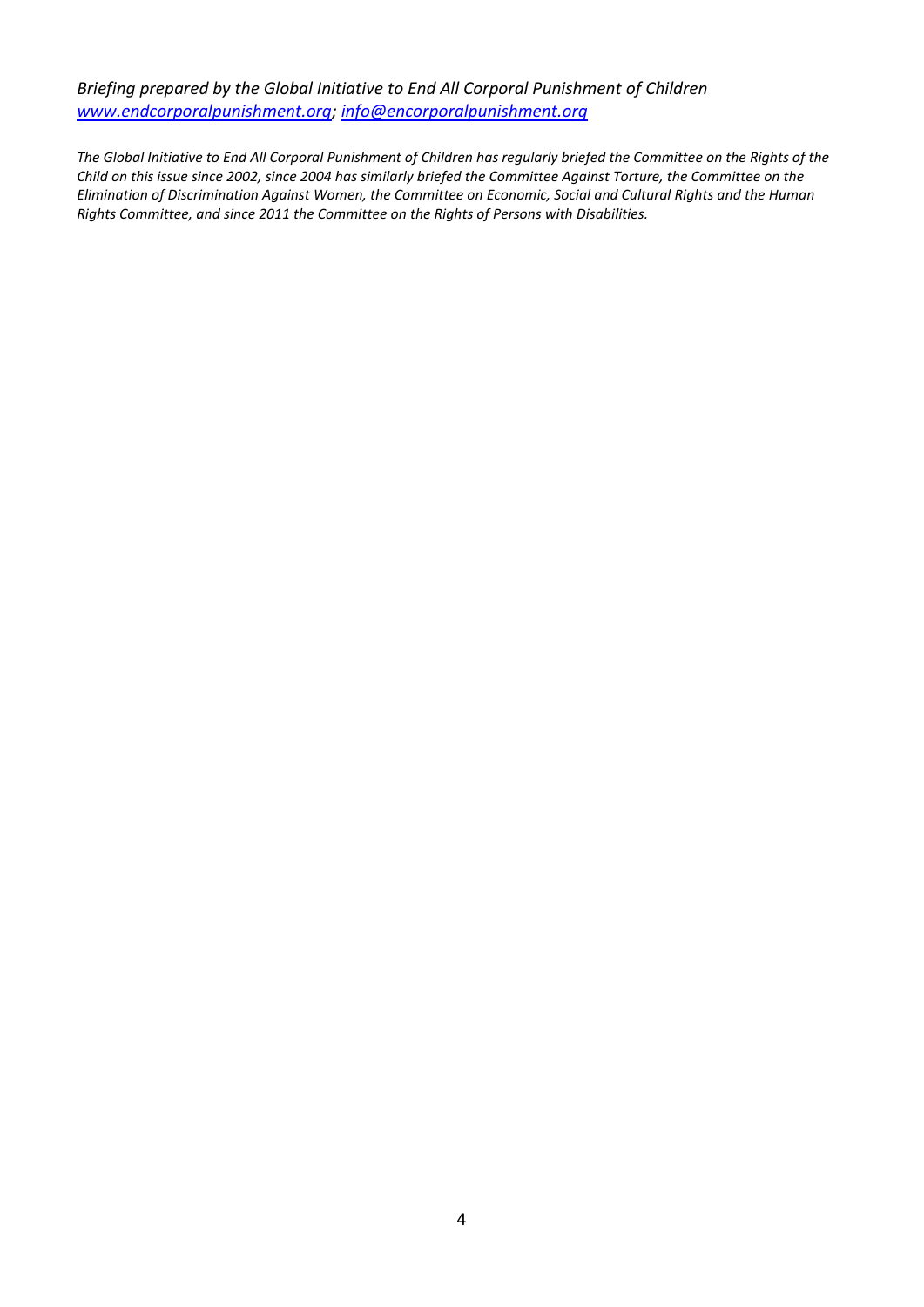*Briefing prepared by the Global Initiative to End All Corporal Punishment of Children*
*[www.endcorporalpunishment.org](http://www.endcorporalpunishment.org); [info@encorporalpunishment.org](mailto:info@encorporalpunishment.org)*

***The Global Initiative to End All Corporal Punishment of Children has regularly briefed the Committee on the Rights of the Child on this issue since 2002, since 2004 has similarly briefed the Committee Against Torture, the Committee on the Elimination of Discrimination Against Women, the Committee on Economic, Social and Cultural Rights and the Human Rights Committee, and since 2011 the Committee on the Rights of Persons with Disabilities.***